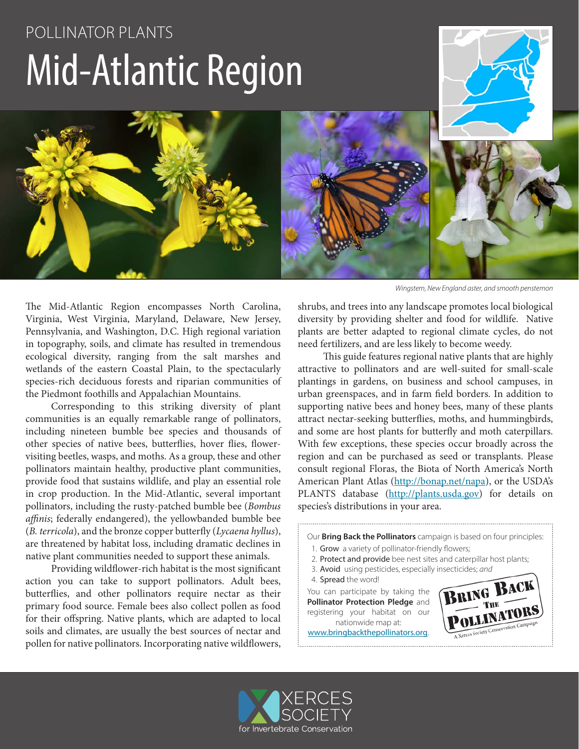POLLINATOR PLANTS

# Mid-Atlantic Region

*Wingstem, New England aster, and smooth penstemon*

The Mid-Atlantic Region encompasses North Carolina, Virginia, West Virginia, Maryland, Delaware, New Jersey, Pennsylvania, and Washington, D.C. High regional variation in topography, soils, and climate has resulted in tremendous ecological diversity, ranging from the salt marshes and wetlands of the eastern Coastal Plain, to the spectacularly species-rich deciduous forests and riparian communities of the Piedmont foothills and Appalachian Mountains.

Corresponding to this striking diversity of plant communities is an equally remarkable range of pollinators, including nineteen bumble bee species and thousands of other species of native bees, butterflies, hover flies, flower-visiting beetles, wasps, and moths. As a group, these and other pollinators maintain healthy, productive plant communities, provide food that sustains wildlife, and play an essential role in crop production. In the Mid-Atlantic, several important pollinators, including the rusty-patched bumble bee (*Bombus affinis*; federally endangered), the yellowbanded bumble bee (*B. terricola*), and the bronze copper butterfly (*Lycaena hyllus*), are threatened by habitat loss, including dramatic declines in native plant communities needed to support these animals.

Providing wildflower-rich habitat is the most significant action you can take to support pollinators. Adult bees, butterflies, and other pollinators require nectar as their primary food source. Female bees also collect pollen as food for their offspring. Native plants, which are adapted to local soils and climates, are usually the best sources of nectar and pollen for native pollinators. Incorporating native wildflowers, shrubs, and trees into any landscape promotes local biological diversity by providing shelter and food for wildlife. Native plants are better adapted to regional climate cycles, do not need fertilizers, and are less likely to become weedy.

This guide features regional native plants that are highly attractive to pollinators and are well-suited for small-scale plantings in gardens, on business and school campuses, in urban greenspaces, and in farm field borders. In addition to supporting native bees and honey bees, many of these plants attract nectar-seeking butterflies, moths, and hummingbirds, and some are host plants for butterfly and moth caterpillars. With few exceptions, these species occur broadly across the region and can be purchased as seed or transplants. Please consult regional Floras, the Biota of North America's North American Plant Atlas (http://bonap.net/napa), or the USDA's PLANTS database (http://plants.usda.gov) for details on species's distributions in your area.

Our **Bring Back the Pollinators** campaign is based on four principles:

1. **Grow** a variety of pollinator-friendly flowers;
2. **Protect and provide** bee nest sites and caterpillar host plants;
3. **Avoid** using pesticides, especially insecticides; *and*
4. **Spread** the word!

You can participate by taking the **Pollinator Protection Pledge** and registering your habitat on our nationwide map at: www.bringbackthepollinators.org.

BRING BACK THE POLLINATORS
A Xerces Society Conservation Campaign

XERCES SOCIETY for Invertebrate Conservation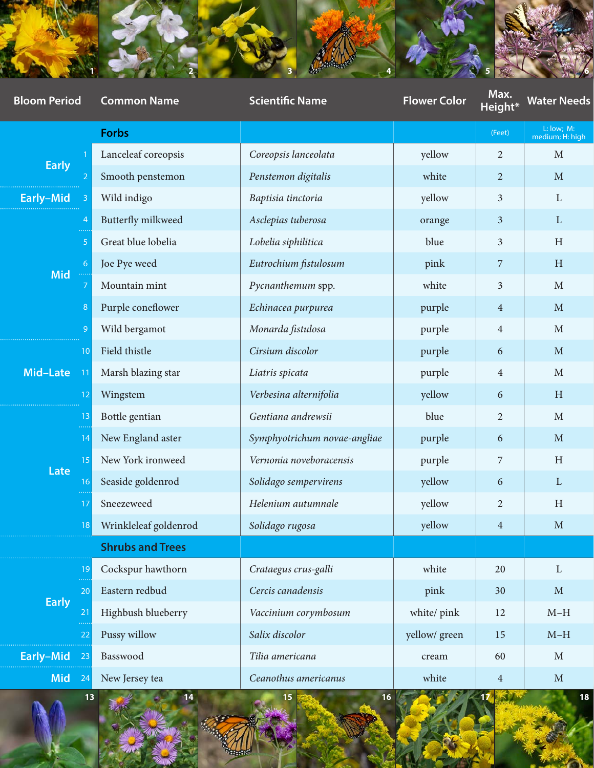| Bloom Period | | Common Name | Scientific Name | Flower Color | Max. Height* | Water Needs |
|---|---|---|---|---|---|---|
| | | **Forbs** | | | (Feet) | L: low; M: medium; H: high |
| Early | 1 | Lanceleaf coreopsis | *Coreopsis lanceolata* | yellow | 2 | M |
| | 2 | Smooth penstemon | *Penstemon digitalis* | white | 2 | M |
| Early–Mid | 3 | Wild indigo | *Baptisia tinctoria* | yellow | 3 | L |
| Mid | 4 | Butterfly milkweed | *Asclepias tuberosa* | orange | 3 | L |
| | 5 | Great blue lobelia | *Lobelia siphilitica* | blue | 3 | H |
| | 6 | Joe Pye weed | *Eutrochium fistulosum* | pink | 7 | H |
| | 7 | Mountain mint | *Pycnanthemum* spp. | white | 3 | M |
| | 8 | Purple coneflower | *Echinacea purpurea* | purple | 4 | M |
| | 9 | Wild bergamot | *Monarda fistulosa* | purple | 4 | M |
| Mid–Late | 10 | Field thistle | *Cirsium discolor* | purple | 6 | M |
| | 11 | Marsh blazing star | *Liatris spicata* | purple | 4 | M |
| | 12 | Wingstem | *Verbesina alternifolia* | yellow | 6 | H |
| Late | 13 | Bottle gentian | *Gentiana andrewsii* | blue | 2 | M |
| | 14 | New England aster | *Symphyotrichum novae-angliae* | purple | 6 | M |
| | 15 | New York ironweed | *Vernonia noveboracensis* | purple | 7 | H |
| | 16 | Seaside goldenrod | *Solidago sempervirens* | yellow | 6 | L |
| | 17 | Sneezeweed | *Helenium autumnale* | yellow | 2 | H |
| | 18 | Wrinkleleaf goldenrod | *Solidago rugosa* | yellow | 4 | M |
| | | **Shrubs and Trees** | | | | |
| Early | 19 | Cockspur hawthorn | *Crataegus crus-galli* | white | 20 | L |
| | 20 | Eastern redbud | *Cercis canadensis* | pink | 30 | M |
| | 21 | Highbush blueberry | *Vaccinium corymbosum* | white/ pink | 12 | M–H |
| | 22 | Pussy willow | *Salix discolor* | yellow/ green | 15 | M–H |
| Early–Mid | 23 | Basswood | *Tilia americana* | cream | 60 | M |
| Mid | 24 | New Jersey tea | *Ceanothus americanus* | white | 4 | M |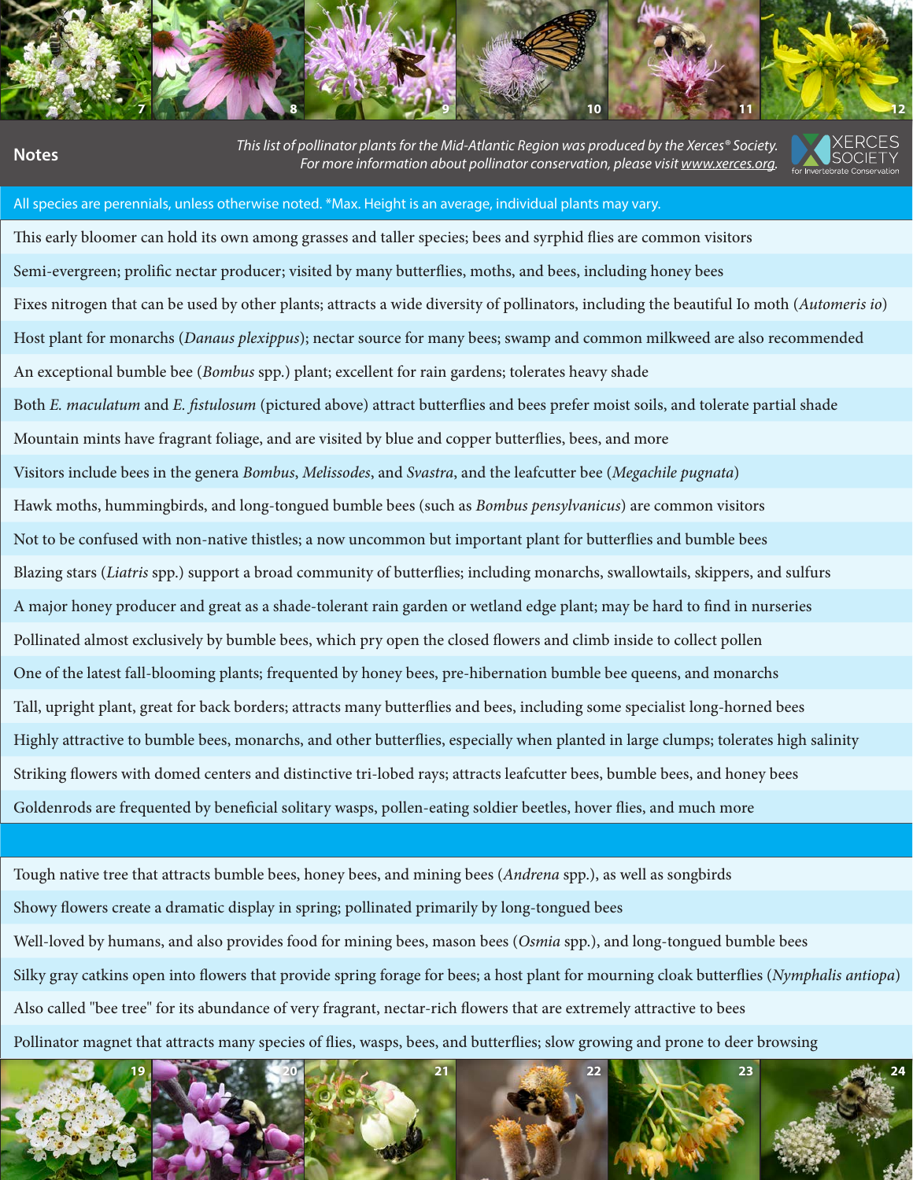## Notes

*This list of pollinator plants for the Mid-Atlantic Region was produced by the Xerces® Society. For more information about pollinator conservation, please visit www.xerces.org.*

XERCES SOCIETY for Invertebrate Conservation

All species are perennials, unless otherwise noted. *Max. Height is an average, individual plants may vary.

This early bloomer can hold its own among grasses and taller species; bees and syrphid flies are common visitors

Semi-evergreen; prolific nectar producer; visited by many butterflies, moths, and bees, including honey bees

Fixes nitrogen that can be used by other plants; attracts a wide diversity of pollinators, including the beautiful Io moth (*Automeris io*)

Host plant for monarchs (*Danaus plexippus*); nectar source for many bees; swamp and common milkweed are also recommended

An exceptional bumble bee (*Bombus* spp.) plant; excellent for rain gardens; tolerates heavy shade

Both *E. maculatum* and *E. fistulosum* (pictured above) attract butterflies and bees prefer moist soils, and tolerate partial shade

Mountain mints have fragrant foliage, and are visited by blue and copper butterflies, bees, and more

Visitors include bees in the genera *Bombus*, *Melissodes*, and *Svastra*, and the leafcutter bee (*Megachile pugnata*)

Hawk moths, hummingbirds, and long-tongued bumble bees (such as *Bombus pensylvanicus*) are common visitors

Not to be confused with non-native thistles; a now uncommon but important plant for butterflies and bumble bees

Blazing stars (*Liatris* spp.) support a broad community of butterflies; including monarchs, swallowtails, skippers, and sulfurs

A major honey producer and great as a shade-tolerant rain garden or wetland edge plant; may be hard to find in nurseries

Pollinated almost exclusively by bumble bees, which pry open the closed flowers and climb inside to collect pollen

One of the latest fall-blooming plants; frequented by honey bees, pre-hibernation bumble bee queens, and monarchs

Tall, upright plant, great for back borders; attracts many butterflies and bees, including some specialist long-horned bees

Highly attractive to bumble bees, monarchs, and other butterflies, especially when planted in large clumps; tolerates high salinity

Striking flowers with domed centers and distinctive tri-lobed rays; attracts leafcutter bees, bumble bees, and honey bees

Goldenrods are frequented by beneficial solitary wasps, pollen-eating soldier beetles, hover flies, and much more

Tough native tree that attracts bumble bees, honey bees, and mining bees (*Andrena* spp.), as well as songbirds

Showy flowers create a dramatic display in spring; pollinated primarily by long-tongued bees

Well-loved by humans, and also provides food for mining bees, mason bees (*Osmia* spp.), and long-tongued bumble bees

Silky gray catkins open into flowers that provide spring forage for bees; a host plant for mourning cloak butterflies (*Nymphalis antiopa*)

Also called "bee tree" for its abundance of very fragrant, nectar-rich flowers that are extremely attractive to bees

Pollinator magnet that attracts many species of flies, wasps, bees, and butterflies; slow growing and prone to deer browsing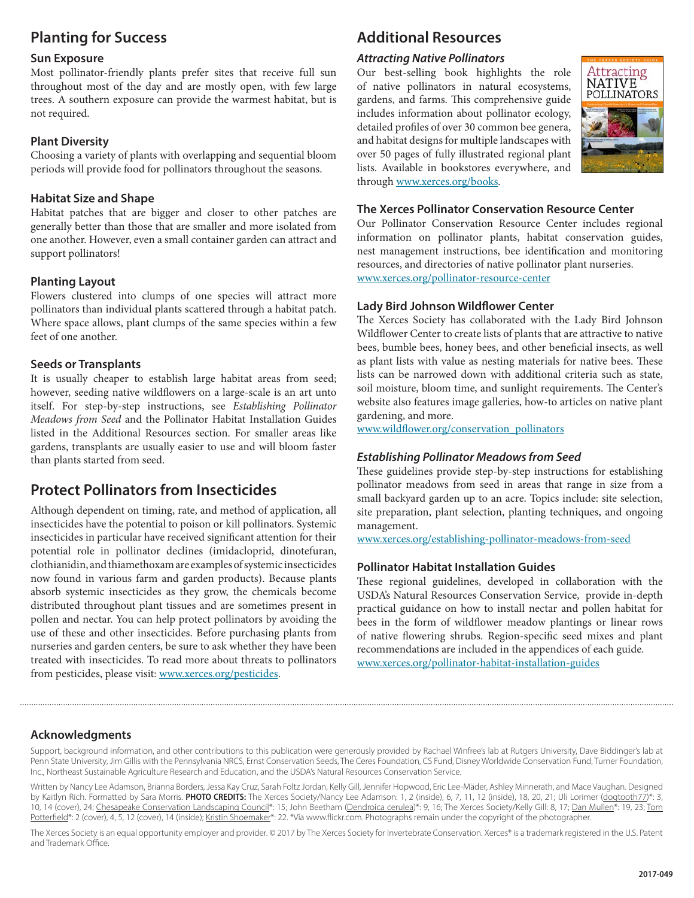## Planting for Success

### Sun Exposure

Most pollinator-friendly plants prefer sites that receive full sun throughout most of the day and are mostly open, with few large trees. A southern exposure can provide the warmest habitat, but is not required.

### Plant Diversity

Choosing a variety of plants with overlapping and sequential bloom periods will provide food for pollinators throughout the seasons.

### Habitat Size and Shape

Habitat patches that are bigger and closer to other patches are generally better than those that are smaller and more isolated from one another. However, even a small container garden can attract and support pollinators!

### Planting Layout

Flowers clustered into clumps of one species will attract more pollinators than individual plants scattered through a habitat patch. Where space allows, plant clumps of the same species within a few feet of one another.

### Seeds or Transplants

It is usually cheaper to establish large habitat areas from seed; however, seeding native wildflowers on a large-scale is an art unto itself. For step-by-step instructions, see *Establishing Pollinator Meadows from Seed* and the Pollinator Habitat Installation Guides listed in the Additional Resources section. For smaller areas like gardens, transplants are usually easier to use and will bloom faster than plants started from seed.

## Protect Pollinators from Insecticides

Although dependent on timing, rate, and method of application, all insecticides have the potential to poison or kill pollinators. Systemic insecticides in particular have received significant attention for their potential role in pollinator declines (imidacloprid, dinotefuran, clothianidin, and thiamethoxam are examples of systemic insecticides now found in various farm and garden products). Because plants absorb systemic insecticides as they grow, the chemicals become distributed throughout plant tissues and are sometimes present in pollen and nectar. You can help protect pollinators by avoiding the use of these and other insecticides. Before purchasing plants from nurseries and garden centers, be sure to ask whether they have been treated with insecticides. To read more about threats to pollinators from pesticides, please visit: www.xerces.org/pesticides.

## Additional Resources

### *Attracting Native Pollinators*

Our best-selling book highlights the role of native pollinators in natural ecosystems, gardens, and farms. This comprehensive guide includes information about pollinator ecology, detailed profiles of over 30 common bee genera, and habitat designs for multiple landscapes with over 50 pages of fully illustrated regional plant lists. Available in bookstores everywhere, and through www.xerces.org/books.

### The Xerces Pollinator Conservation Resource Center

Our Pollinator Conservation Resource Center includes regional information on pollinator plants, habitat conservation guides, nest management instructions, bee identification and monitoring resources, and directories of native pollinator plant nurseries.
www.xerces.org/pollinator-resource-center

### Lady Bird Johnson Wildflower Center

The Xerces Society has collaborated with the Lady Bird Johnson Wildflower Center to create lists of plants that are attractive to native bees, bumble bees, honey bees, and other beneficial insects, as well as plant lists with value as nesting materials for native bees. These lists can be narrowed down with additional criteria such as state, soil moisture, bloom time, and sunlight requirements. The Center's website also features image galleries, how-to articles on native plant gardening, and more.
www.wildflower.org/conservation_pollinators

### *Establishing Pollinator Meadows from Seed*

These guidelines provide step-by-step instructions for establishing pollinator meadows from seed in areas that range in size from a small backyard garden up to an acre. Topics include: site selection, site preparation, plant selection, planting techniques, and ongoing management.
www.xerces.org/establishing-pollinator-meadows-from-seed

### Pollinator Habitat Installation Guides

These regional guidelines, developed in collaboration with the USDA's Natural Resources Conservation Service, provide in-depth practical guidance on how to install nectar and pollen habitat for bees in the form of wildflower meadow plantings or linear rows of native flowering shrubs. Region-specific seed mixes and plant recommendations are included in the appendices of each guide.
www.xerces.org/pollinator-habitat-installation-guides

## Acknowledgments

Support, background information, and other contributions to this publication were generously provided by Rachael Winfree's lab at Rutgers University, Dave Biddinger's lab at Penn State University, Jim Gillis with the Pennsylvania NRCS, Ernst Conservation Seeds, The Ceres Foundation, CS Fund, Disney Worldwide Conservation Fund, Turner Foundation, Inc., Northeast Sustainable Agriculture Research and Education, and the USDA's Natural Resources Conservation Service.

Written by Nancy Lee Adamson, Brianna Borders, Jessa Kay Cruz, Sarah Foltz Jordan, Kelly Gill, Jennifer Hopwood, Eric Lee-Mäder, Ashley Minnerath, and Mace Vaughan. Designed by Kaitlyn Rich. Formatted by Sara Morris. **PHOTO CREDITS:** The Xerces Society/Nancy Lee Adamson: 1, 2 (inside), 6, 7, 11, 12 (inside), 18, 20, 21; Uli Lorimer (dogtooth77)*: 3, 10, 14 (cover), 24; Chesapeake Conservation Landscaping Council*: 15; John Beetham (Dendroica cerulea)*: 9, 16; The Xerces Society/Kelly Gill: 8, 17; Dan Mullen*: 19, 23; Tom Potterfield*: 2 (cover), 4, 5, 12 (cover), 14 (inside); Kristin Shoemaker*: 22. *Via www.flickr.com. Photographs remain under the copyright of the photographer.

The Xerces Society is an equal opportunity employer and provider. © 2017 by The Xerces Society for Invertebrate Conservation. Xerces® is a trademark registered in the U.S. Patent and Trademark Office.

2017-049